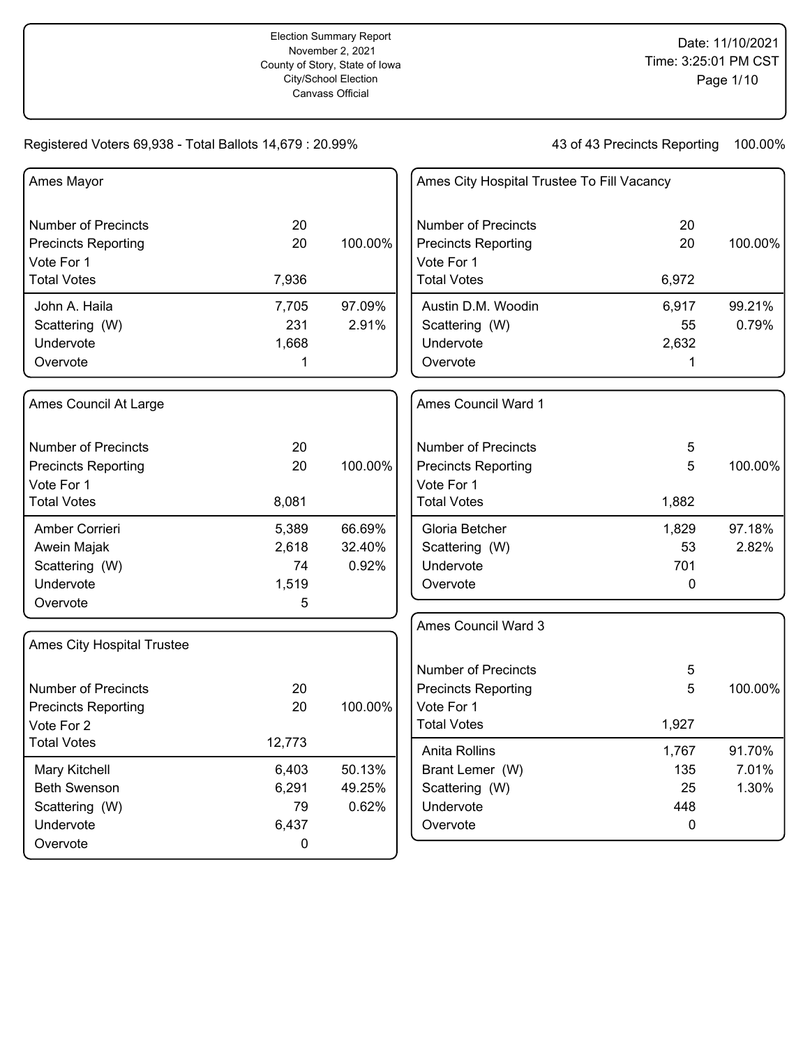Election Summary Report
November 2, 2021
County of Story, State of Iowa
City/School Election
Canvass Official

Date: 11/10/2021
Time: 3:25:01 PM CST

Registered Voters 69,938 - Total Ballots 14,679 : 20.99%

43 of 43 Precincts Reporting 100.00%

## Ames Mayor

| | | |
|---|---|---|
| Number of Precincts | 20 | |
| Precincts Reporting | 20 | 100.00% |
| Vote For 1 | | |
| Total Votes | 7,936 | |
| John A. Haila | 7,705 | 97.09% |
| Scattering (W) | 231 | 2.91% |
| Undervote | 1,668 | |
| Overvote | 1 | |

## Ames City Hospital Trustee To Fill Vacancy

| | | |
|---|---|---|
| Number of Precincts | 20 | |
| Precincts Reporting | 20 | 100.00% |
| Vote For 1 | | |
| Total Votes | 6,972 | |
| Austin D.M. Woodin | 6,917 | 99.21% |
| Scattering (W) | 55 | 0.79% |
| Undervote | 2,632 | |
| Overvote | 1 | |

## Ames Council At Large

| | | |
|---|---|---|
| Number of Precincts | 20 | |
| Precincts Reporting | 20 | 100.00% |
| Vote For 1 | | |
| Total Votes | 8,081 | |
| Amber Corrieri | 5,389 | 66.69% |
| Awein Majak | 2,618 | 32.40% |
| Scattering (W) | 74 | 0.92% |
| Undervote | 1,519 | |
| Overvote | 5 | |

## Ames Council Ward 1

| | | |
|---|---|---|
| Number of Precincts | 5 | |
| Precincts Reporting | 5 | 100.00% |
| Vote For 1 | | |
| Total Votes | 1,882 | |
| Gloria Betcher | 1,829 | 97.18% |
| Scattering (W) | 53 | 2.82% |
| Undervote | 701 | |
| Overvote | 0 | |

## Ames City Hospital Trustee

| | | |
|---|---|---|
| Number of Precincts | 20 | |
| Precincts Reporting | 20 | 100.00% |
| Vote For 2 | | |
| Total Votes | 12,773 | |
| Mary Kitchell | 6,403 | 50.13% |
| Beth Swenson | 6,291 | 49.25% |
| Scattering (W) | 79 | 0.62% |
| Undervote | 6,437 | |
| Overvote | 0 | |

## Ames Council Ward 3

| | | |
|---|---|---|
| Number of Precincts | 5 | |
| Precincts Reporting | 5 | 100.00% |
| Vote For 1 | | |
| Total Votes | 1,927 | |
| Anita Rollins | 1,767 | 91.70% |
| Brant Lemer (W) | 135 | 7.01% |
| Scattering (W) | 25 | 1.30% |
| Undervote | 448 | |
| Overvote | 0 | |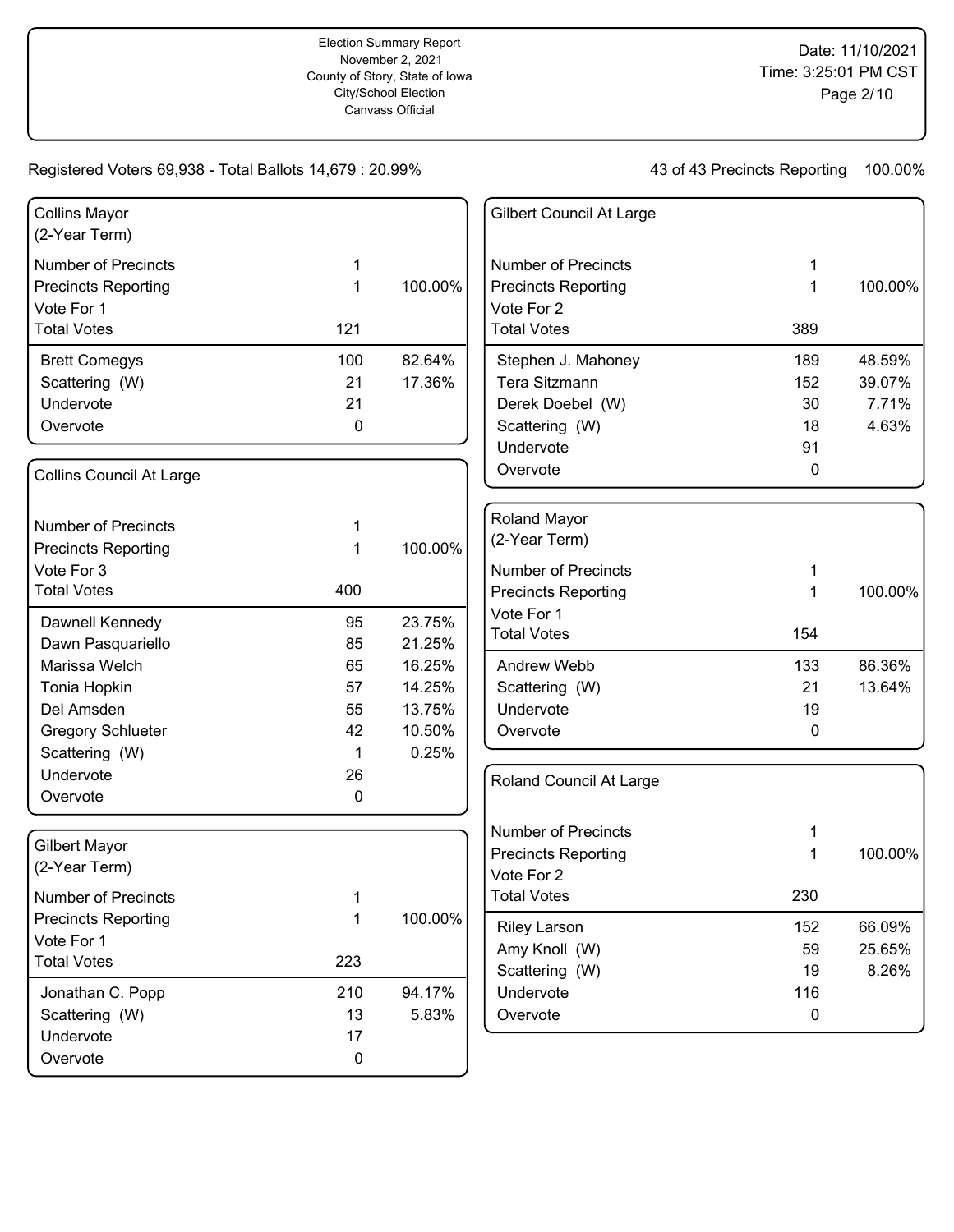Election Summary Report
November 2, 2021
County of Story, State of Iowa
City/School Election
Canvass Official

Date: 11/10/2021
Time: 3:25:01 PM CST

Registered Voters 69,938 - Total Ballots 14,679 : 20.99%

43 of 43 Precincts Reporting 100.00%

### Collins Mayor (2-Year Term)

| | | |
|---|---|---|
| Number of Precincts | 1 | |
| Precincts Reporting | 1 | 100.00% |
| Vote For 1 | | |
| Total Votes | 121 | |
| Brett Comegys | 100 | 82.64% |
| Scattering (W) | 21 | 17.36% |
| Undervote | 21 | |
| Overvote | 0 | |

### Collins Council At Large

| | | |
|---|---|---|
| Number of Precincts | 1 | |
| Precincts Reporting | 1 | 100.00% |
| Vote For 3 | | |
| Total Votes | 400 | |
| Dawnell Kennedy | 95 | 23.75% |
| Dawn Pasquariello | 85 | 21.25% |
| Marissa Welch | 65 | 16.25% |
| Tonia Hopkin | 57 | 14.25% |
| Del Amsden | 55 | 13.75% |
| Gregory Schlueter | 42 | 10.50% |
| Scattering (W) | 1 | 0.25% |
| Undervote | 26 | |
| Overvote | 0 | |

### Gilbert Mayor (2-Year Term)

| | | |
|---|---|---|
| Number of Precincts | 1 | |
| Precincts Reporting | 1 | 100.00% |
| Vote For 1 | | |
| Total Votes | 223 | |
| Jonathan C. Popp | 210 | 94.17% |
| Scattering (W) | 13 | 5.83% |
| Undervote | 17 | |
| Overvote | 0 | |

### Gilbert Council At Large

| | | |
|---|---|---|
| Number of Precincts | 1 | |
| Precincts Reporting | 1 | 100.00% |
| Vote For 2 | | |
| Total Votes | 389 | |
| Stephen J. Mahoney | 189 | 48.59% |
| Tera Sitzmann | 152 | 39.07% |
| Derek Doebel (W) | 30 | 7.71% |
| Scattering (W) | 18 | 4.63% |
| Undervote | 91 | |
| Overvote | 0 | |

### Roland Mayor (2-Year Term)

| | | |
|---|---|---|
| Number of Precincts | 1 | |
| Precincts Reporting | 1 | 100.00% |
| Vote For 1 | | |
| Total Votes | 154 | |
| Andrew Webb | 133 | 86.36% |
| Scattering (W) | 21 | 13.64% |
| Undervote | 19 | |
| Overvote | 0 | |

### Roland Council At Large

| | | |
|---|---|---|
| Number of Precincts | 1 | |
| Precincts Reporting | 1 | 100.00% |
| Vote For 2 | | |
| Total Votes | 230 | |
| Riley Larson | 152 | 66.09% |
| Amy Knoll (W) | 59 | 25.65% |
| Scattering (W) | 19 | 8.26% |
| Undervote | 116 | |
| Overvote | 0 | |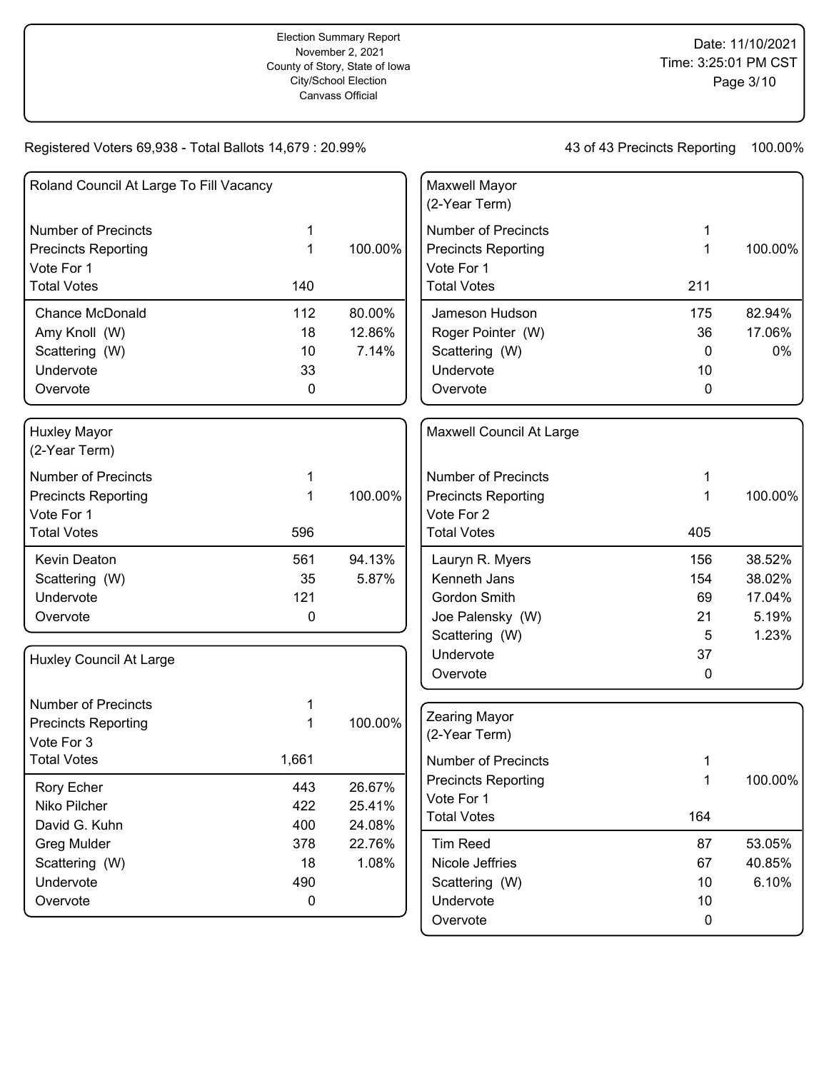Election Summary Report
November 2, 2021
County of Story, State of Iowa
City/School Election
Canvass Official

Date: 11/10/2021
Time: 3:25:01 PM CST

Registered Voters 69,938 - Total Ballots 14,679 : 20.99%

43 of 43 Precincts Reporting 100.00%

### Roland Council At Large To Fill Vacancy

| | | |
|---|---|---|
| Number of Precincts | 1 | |
| Precincts Reporting | 1 | 100.00% |
| Vote For 1 | | |
| Total Votes | 140 | |
| Chance McDonald | 112 | 80.00% |
| Amy Knoll (W) | 18 | 12.86% |
| Scattering (W) | 10 | 7.14% |
| Undervote | 33 | |
| Overvote | 0 | |

### Huxley Mayor (2-Year Term)

| | | |
|---|---|---|
| Number of Precincts | 1 | |
| Precincts Reporting | 1 | 100.00% |
| Vote For 1 | | |
| Total Votes | 596 | |
| Kevin Deaton | 561 | 94.13% |
| Scattering (W) | 35 | 5.87% |
| Undervote | 121 | |
| Overvote | 0 | |

### Huxley Council At Large

| | | |
|---|---|---|
| Number of Precincts | 1 | |
| Precincts Reporting | 1 | 100.00% |
| Vote For 3 | | |
| Total Votes | 1,661 | |
| Rory Echer | 443 | 26.67% |
| Niko Pilcher | 422 | 25.41% |
| David G. Kuhn | 400 | 24.08% |
| Greg Mulder | 378 | 22.76% |
| Scattering (W) | 18 | 1.08% |
| Undervote | 490 | |
| Overvote | 0 | |

### Maxwell Mayor (2-Year Term)

| | | |
|---|---|---|
| Number of Precincts | 1 | |
| Precincts Reporting | 1 | 100.00% |
| Vote For 1 | | |
| Total Votes | 211 | |
| Jameson Hudson | 175 | 82.94% |
| Roger Pointer (W) | 36 | 17.06% |
| Scattering (W) | 0 | 0% |
| Undervote | 10 | |
| Overvote | 0 | |

### Maxwell Council At Large

| | | |
|---|---|---|
| Number of Precincts | 1 | |
| Precincts Reporting | 1 | 100.00% |
| Vote For 2 | | |
| Total Votes | 405 | |
| Lauryn R. Myers | 156 | 38.52% |
| Kenneth Jans | 154 | 38.02% |
| Gordon Smith | 69 | 17.04% |
| Joe Palensky (W) | 21 | 5.19% |
| Scattering (W) | 5 | 1.23% |
| Undervote | 37 | |
| Overvote | 0 | |

### Zearing Mayor (2-Year Term)

| | | |
|---|---|---|
| Number of Precincts | 1 | |
| Precincts Reporting | 1 | 100.00% |
| Vote For 1 | | |
| Total Votes | 164 | |
| Tim Reed | 87 | 53.05% |
| Nicole Jeffries | 67 | 40.85% |
| Scattering (W) | 10 | 6.10% |
| Undervote | 10 | |
| Overvote | 0 | |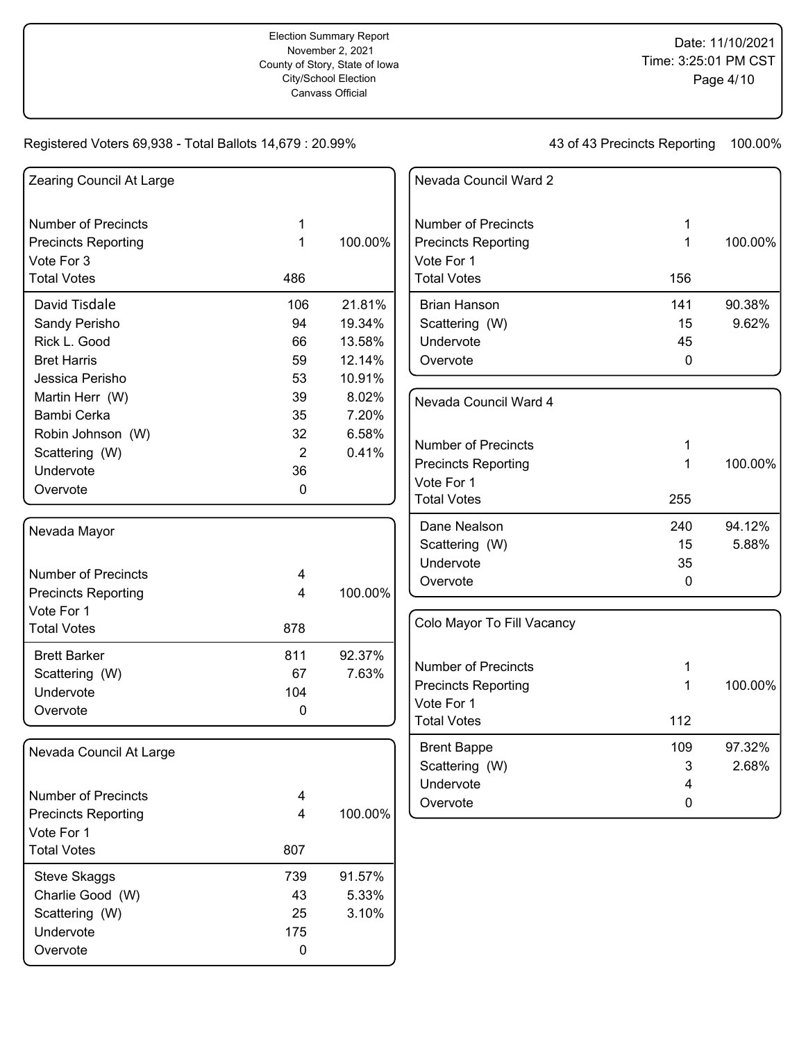Election Summary Report
November 2, 2021
County of Story, State of Iowa
City/School Election
Canvass Official

Date: 11/10/2021
Time: 3:25:01 PM CST

Registered Voters 69,938 - Total Ballots 14,679 : 20.99%

43 of 43 Precincts Reporting 100.00%

### Zearing Council At Large

| | | |
|---|---|---|
| Number of Precincts | 1 | |
| Precincts Reporting | 1 | 100.00% |
| Vote For 3 | | |
| Total Votes | 486 | |
| David Tisdale | 106 | 21.81% |
| Sandy Perisho | 94 | 19.34% |
| Rick L. Good | 66 | 13.58% |
| Bret Harris | 59 | 12.14% |
| Jessica Perisho | 53 | 10.91% |
| Martin Herr (W) | 39 | 8.02% |
| Bambi Cerka | 35 | 7.20% |
| Robin Johnson (W) | 32 | 6.58% |
| Scattering (W) | 2 | 0.41% |
| Undervote | 36 | |
| Overvote | 0 | |

### Nevada Mayor

| | | |
|---|---|---|
| Number of Precincts | 4 | |
| Precincts Reporting | 4 | 100.00% |
| Vote For 1 | | |
| Total Votes | 878 | |
| Brett Barker | 811 | 92.37% |
| Scattering (W) | 67 | 7.63% |
| Undervote | 104 | |
| Overvote | 0 | |

### Nevada Council At Large

| | | |
|---|---|---|
| Number of Precincts | 4 | |
| Precincts Reporting | 4 | 100.00% |
| Vote For 1 | | |
| Total Votes | 807 | |
| Steve Skaggs | 739 | 91.57% |
| Charlie Good (W) | 43 | 5.33% |
| Scattering (W) | 25 | 3.10% |
| Undervote | 175 | |
| Overvote | 0 | |

### Nevada Council Ward 2

| | | |
|---|---|---|
| Number of Precincts | 1 | |
| Precincts Reporting | 1 | 100.00% |
| Vote For 1 | | |
| Total Votes | 156 | |
| Brian Hanson | 141 | 90.38% |
| Scattering (W) | 15 | 9.62% |
| Undervote | 45 | |
| Overvote | 0 | |

### Nevada Council Ward 4

| | | |
|---|---|---|
| Number of Precincts | 1 | |
| Precincts Reporting | 1 | 100.00% |
| Vote For 1 | | |
| Total Votes | 255 | |
| Dane Nealson | 240 | 94.12% |
| Scattering (W) | 15 | 5.88% |
| Undervote | 35 | |
| Overvote | 0 | |

### Colo Mayor To Fill Vacancy

| | | |
|---|---|---|
| Number of Precincts | 1 | |
| Precincts Reporting | 1 | 100.00% |
| Vote For 1 | | |
| Total Votes | 112 | |
| Brent Bappe | 109 | 97.32% |
| Scattering (W) | 3 | 2.68% |
| Undervote | 4 | |
| Overvote | 0 | |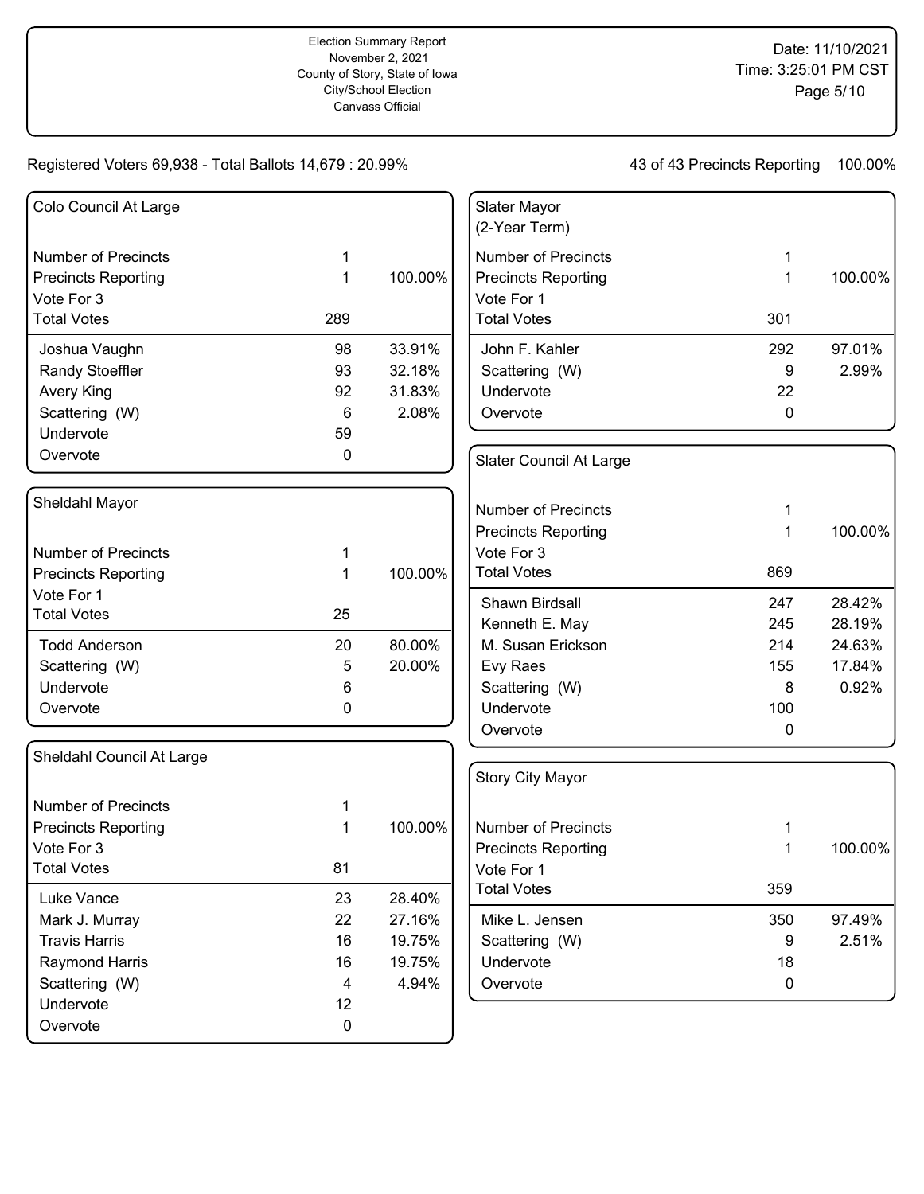Election Summary Report
November 2, 2021
County of Story, State of Iowa
City/School Election
Canvass Official

Date: 11/10/2021
Time: 3:25:01 PM CST

Registered Voters 69,938 - Total Ballots 14,679 : 20.99%

43 of 43 Precincts Reporting 100.00%

## Colo Council At Large

| | | |
|---|---|---|
| Number of Precincts | 1 | |
| Precincts Reporting | 1 | 100.00% |
| Vote For 3 | | |
| Total Votes | 289 | |
| Joshua Vaughn | 98 | 33.91% |
| Randy Stoeffler | 93 | 32.18% |
| Avery King | 92 | 31.83% |
| Scattering (W) | 6 | 2.08% |
| Undervote | 59 | |
| Overvote | 0 | |

## Sheldahl Mayor

| | | |
|---|---|---|
| Number of Precincts | 1 | |
| Precincts Reporting | 1 | 100.00% |
| Vote For 1 | | |
| Total Votes | 25 | |
| Todd Anderson | 20 | 80.00% |
| Scattering (W) | 5 | 20.00% |
| Undervote | 6 | |
| Overvote | 0 | |

## Sheldahl Council At Large

| | | |
|---|---|---|
| Number of Precincts | 1 | |
| Precincts Reporting | 1 | 100.00% |
| Vote For 3 | | |
| Total Votes | 81 | |
| Luke Vance | 23 | 28.40% |
| Mark J. Murray | 22 | 27.16% |
| Travis Harris | 16 | 19.75% |
| Raymond Harris | 16 | 19.75% |
| Scattering (W) | 4 | 4.94% |
| Undervote | 12 | |
| Overvote | 0 | |

## Slater Mayor (2-Year Term)

| | | |
|---|---|---|
| Number of Precincts | 1 | |
| Precincts Reporting | 1 | 100.00% |
| Vote For 1 | | |
| Total Votes | 301 | |
| John F. Kahler | 292 | 97.01% |
| Scattering (W) | 9 | 2.99% |
| Undervote | 22 | |
| Overvote | 0 | |

## Slater Council At Large

| | | |
|---|---|---|
| Number of Precincts | 1 | |
| Precincts Reporting | 1 | 100.00% |
| Vote For 3 | | |
| Total Votes | 869 | |
| Shawn Birdsall | 247 | 28.42% |
| Kenneth E. May | 245 | 28.19% |
| M. Susan Erickson | 214 | 24.63% |
| Evy Raes | 155 | 17.84% |
| Scattering (W) | 8 | 0.92% |
| Undervote | 100 | |
| Overvote | 0 | |

## Story City Mayor

| | | |
|---|---|---|
| Number of Precincts | 1 | |
| Precincts Reporting | 1 | 100.00% |
| Vote For 1 | | |
| Total Votes | 359 | |
| Mike L. Jensen | 350 | 97.49% |
| Scattering (W) | 9 | 2.51% |
| Undervote | 18 | |
| Overvote | 0 | |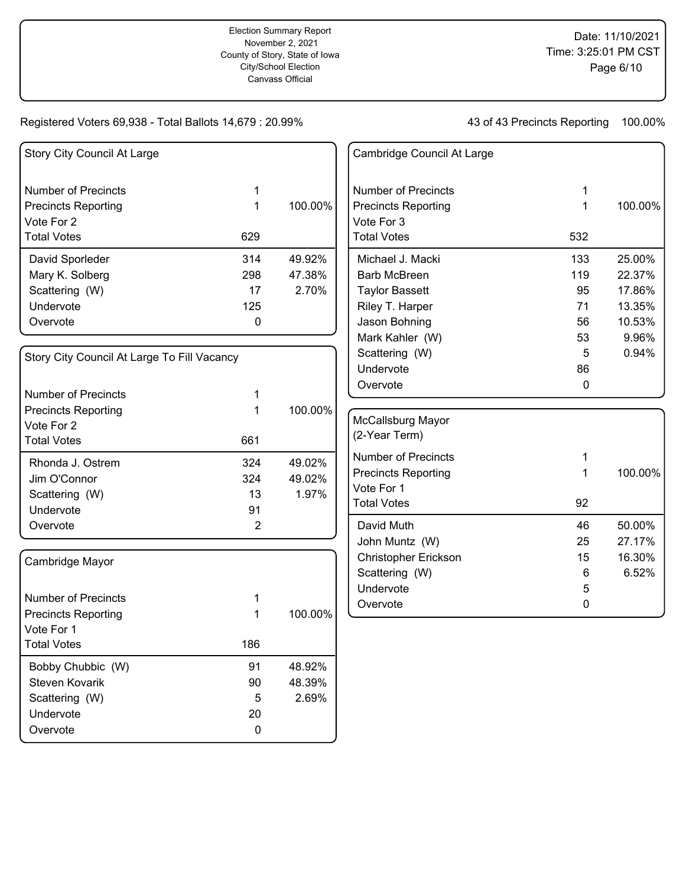Election Summary Report
November 2, 2021
County of Story, State of Iowa
City/School Election
Canvass Official

Date: 11/10/2021
Time: 3:25:01 PM CST

Registered Voters 69,938 - Total Ballots 14,679 : 20.99%

43 of 43 Precincts Reporting 100.00%

## Story City Council At Large

| | | |
|---|---|---|
| Number of Precincts | 1 | |
| Precincts Reporting | 1 | 100.00% |
| Vote For 2 | | |
| Total Votes | 629 | |
| David Sporleder | 314 | 49.92% |
| Mary K. Solberg | 298 | 47.38% |
| Scattering (W) | 17 | 2.70% |
| Undervote | 125 | |
| Overvote | 0 | |

## Story City Council At Large To Fill Vacancy

| | | |
|---|---|---|
| Number of Precincts | 1 | |
| Precincts Reporting | 1 | 100.00% |
| Vote For 2 | | |
| Total Votes | 661 | |
| Rhonda J. Ostrem | 324 | 49.02% |
| Jim O'Connor | 324 | 49.02% |
| Scattering (W) | 13 | 1.97% |
| Undervote | 91 | |
| Overvote | 2 | |

## Cambridge Mayor

| | | |
|---|---|---|
| Number of Precincts | 1 | |
| Precincts Reporting | 1 | 100.00% |
| Vote For 1 | | |
| Total Votes | 186 | |
| Bobby Chubbic (W) | 91 | 48.92% |
| Steven Kovarik | 90 | 48.39% |
| Scattering (W) | 5 | 2.69% |
| Undervote | 20 | |
| Overvote | 0 | |

## Cambridge Council At Large

| | | |
|---|---|---|
| Number of Precincts | 1 | |
| Precincts Reporting | 1 | 100.00% |
| Vote For 3 | | |
| Total Votes | 532 | |
| Michael J. Macki | 133 | 25.00% |
| Barb McBreen | 119 | 22.37% |
| Taylor Bassett | 95 | 17.86% |
| Riley T. Harper | 71 | 13.35% |
| Jason Bohning | 56 | 10.53% |
| Mark Kahler (W) | 53 | 9.96% |
| Scattering (W) | 5 | 0.94% |
| Undervote | 86 | |
| Overvote | 0 | |

## McCallsburg Mayor (2-Year Term)

| | | |
|---|---|---|
| Number of Precincts | 1 | |
| Precincts Reporting | 1 | 100.00% |
| Vote For 1 | | |
| Total Votes | 92 | |
| David Muth | 46 | 50.00% |
| John Muntz (W) | 25 | 27.17% |
| Christopher Erickson | 15 | 16.30% |
| Scattering (W) | 6 | 6.52% |
| Undervote | 5 | |
| Overvote | 0 | |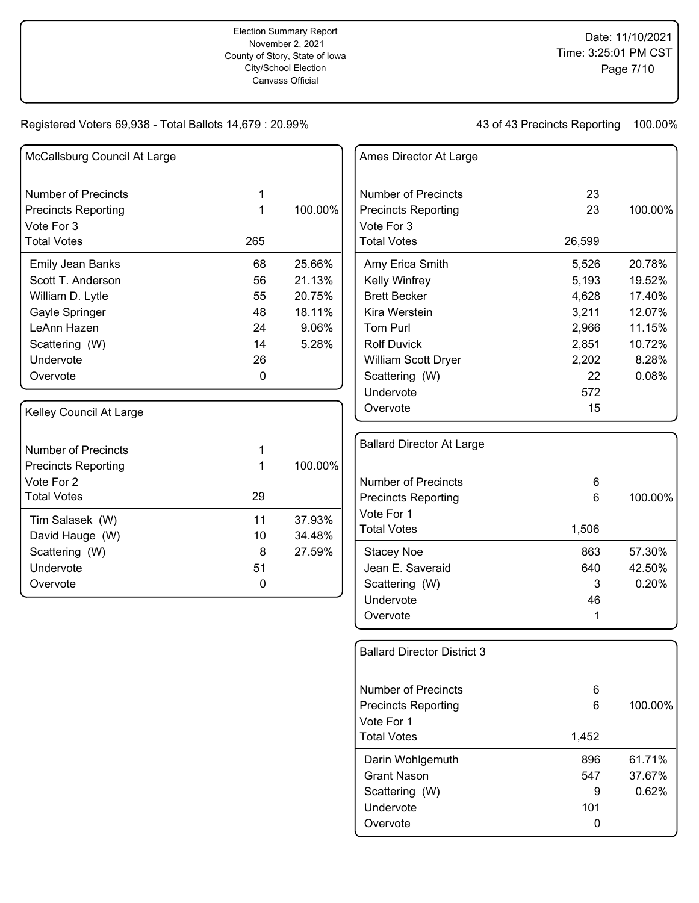Election Summary Report
November 2, 2021
County of Story, State of Iowa
City/School Election
Canvass Official

Registered Voters 69,938 - Total Ballots 14,679 : 20.99%

43 of 43 Precincts Reporting 100.00%

## McCallsburg Council At Large

| | | |
|---|---|---|
| Number of Precincts | 1 | |
| Precincts Reporting | 1 | 100.00% |
| Vote For 3 | | |
| Total Votes | 265 | |
| Emily Jean Banks | 68 | 25.66% |
| Scott T. Anderson | 56 | 21.13% |
| William D. Lytle | 55 | 20.75% |
| Gayle Springer | 48 | 18.11% |
| LeAnn Hazen | 24 | 9.06% |
| Scattering (W) | 14 | 5.28% |
| Undervote | 26 | |
| Overvote | 0 | |

## Kelley Council At Large

| | | |
|---|---|---|
| Number of Precincts | 1 | |
| Precincts Reporting | 1 | 100.00% |
| Vote For 2 | | |
| Total Votes | 29 | |
| Tim Salasek (W) | 11 | 37.93% |
| David Hauge (W) | 10 | 34.48% |
| Scattering (W) | 8 | 27.59% |
| Undervote | 51 | |
| Overvote | 0 | |

## Ames Director At Large

| | | |
|---|---|---|
| Number of Precincts | 23 | |
| Precincts Reporting | 23 | 100.00% |
| Vote For 3 | | |
| Total Votes | 26,599 | |
| Amy Erica Smith | 5,526 | 20.78% |
| Kelly Winfrey | 5,193 | 19.52% |
| Brett Becker | 4,628 | 17.40% |
| Kira Werstein | 3,211 | 12.07% |
| Tom Purl | 2,966 | 11.15% |
| Rolf Duvick | 2,851 | 10.72% |
| William Scott Dryer | 2,202 | 8.28% |
| Scattering (W) | 22 | 0.08% |
| Undervote | 572 | |
| Overvote | 15 | |

## Ballard Director At Large

| | | |
|---|---|---|
| Number of Precincts | 6 | |
| Precincts Reporting | 6 | 100.00% |
| Vote For 1 | | |
| Total Votes | 1,506 | |
| Stacey Noe | 863 | 57.30% |
| Jean E. Saveraid | 640 | 42.50% |
| Scattering (W) | 3 | 0.20% |
| Undervote | 46 | |
| Overvote | 1 | |

## Ballard Director District 3

| | | |
|---|---|---|
| Number of Precincts | 6 | |
| Precincts Reporting | 6 | 100.00% |
| Vote For 1 | | |
| Total Votes | 1,452 | |
| Darin Wohlgemuth | 896 | 61.71% |
| Grant Nason | 547 | 37.67% |
| Scattering (W) | 9 | 0.62% |
| Undervote | 101 | |
| Overvote | 0 | |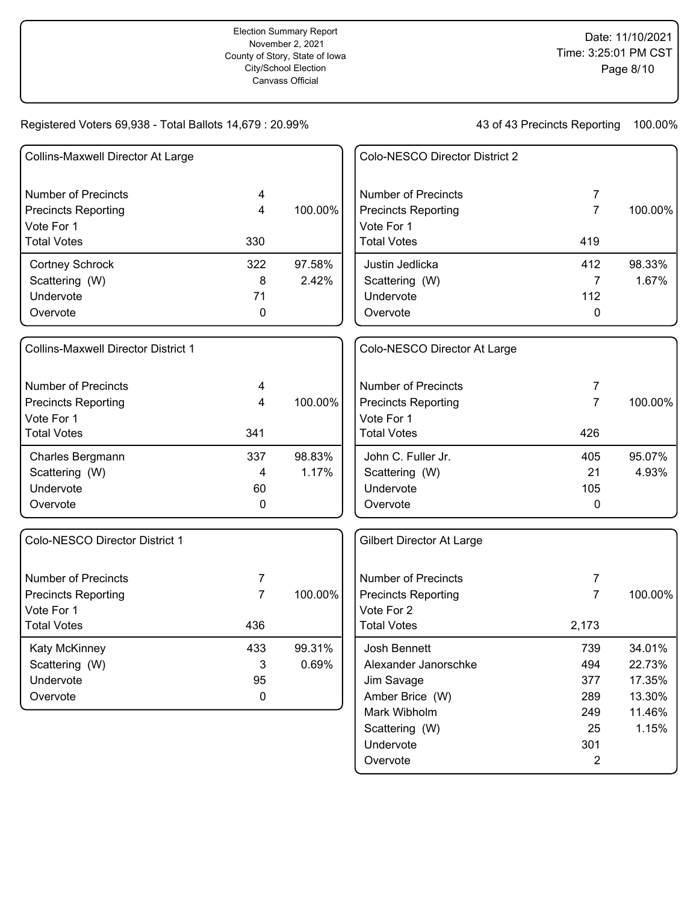Election Summary Report
November 2, 2021
County of Story, State of Iowa
City/School Election
Canvass Official

Date: 11/10/2021
Time: 3:25:01 PM CST

Registered Voters 69,938 - Total Ballots 14,679 : 20.99%

43 of 43 Precincts Reporting 100.00%

### Collins-Maxwell Director At Large

| | | |
|---|---|---|
| Number of Precincts | 4 | |
| Precincts Reporting | 4 | 100.00% |
| Vote For 1 | | |
| Total Votes | 330 | |
| Cortney Schrock | 322 | 97.58% |
| Scattering (W) | 8 | 2.42% |
| Undervote | 71 | |
| Overvote | 0 | |

### Collins-Maxwell Director District 1

| | | |
|---|---|---|
| Number of Precincts | 4 | |
| Precincts Reporting | 4 | 100.00% |
| Vote For 1 | | |
| Total Votes | 341 | |
| Charles Bergmann | 337 | 98.83% |
| Scattering (W) | 4 | 1.17% |
| Undervote | 60 | |
| Overvote | 0 | |

### Colo-NESCO Director District 1

| | | |
|---|---|---|
| Number of Precincts | 7 | |
| Precincts Reporting | 7 | 100.00% |
| Vote For 1 | | |
| Total Votes | 436 | |
| Katy McKinney | 433 | 99.31% |
| Scattering (W) | 3 | 0.69% |
| Undervote | 95 | |
| Overvote | 0 | |

### Colo-NESCO Director District 2

| | | |
|---|---|---|
| Number of Precincts | 7 | |
| Precincts Reporting | 7 | 100.00% |
| Vote For 1 | | |
| Total Votes | 419 | |
| Justin Jedlicka | 412 | 98.33% |
| Scattering (W) | 7 | 1.67% |
| Undervote | 112 | |
| Overvote | 0 | |

### Colo-NESCO Director At Large

| | | |
|---|---|---|
| Number of Precincts | 7 | |
| Precincts Reporting | 7 | 100.00% |
| Vote For 1 | | |
| Total Votes | 426 | |
| John C. Fuller Jr. | 405 | 95.07% |
| Scattering (W) | 21 | 4.93% |
| Undervote | 105 | |
| Overvote | 0 | |

### Gilbert Director At Large

| | | |
|---|---|---|
| Number of Precincts | 7 | |
| Precincts Reporting | 7 | 100.00% |
| Vote For 2 | | |
| Total Votes | 2,173 | |
| Josh Bennett | 739 | 34.01% |
| Alexander Janorschke | 494 | 22.73% |
| Jim Savage | 377 | 17.35% |
| Amber Brice (W) | 289 | 13.30% |
| Mark Wibholm | 249 | 11.46% |
| Scattering (W) | 25 | 1.15% |
| Undervote | 301 | |
| Overvote | 2 | |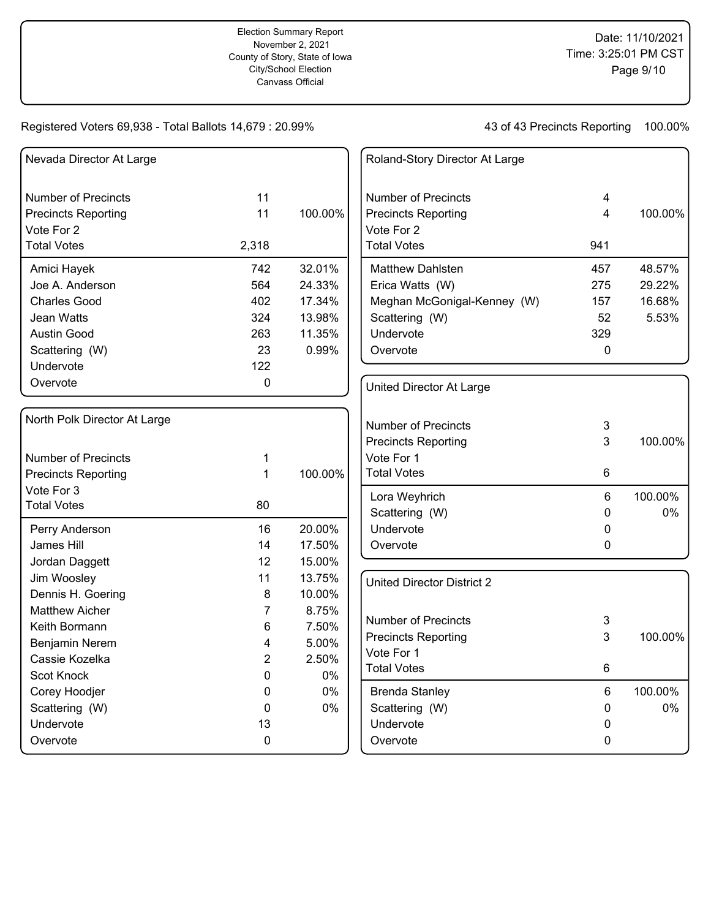Election Summary Report
November 2, 2021
County of Story, State of Iowa
City/School Election
Canvass Official

Date: 11/10/2021
Time: 3:25:01 PM CST

Registered Voters 69,938 - Total Ballots 14,679 : 20.99%

43 of 43 Precincts Reporting 100.00%

## Nevada Director At Large

| | | |
|---|---|---|
| Number of Precincts | 11 | |
| Precincts Reporting | 11 | 100.00% |
| Vote For 2 | | |
| Total Votes | 2,318 | |
| Amici Hayek | 742 | 32.01% |
| Joe A. Anderson | 564 | 24.33% |
| Charles Good | 402 | 17.34% |
| Jean Watts | 324 | 13.98% |
| Austin Good | 263 | 11.35% |
| Scattering (W) | 23 | 0.99% |
| Undervote | 122 | |
| Overvote | 0 | |

## North Polk Director At Large

| | | |
|---|---|---|
| Number of Precincts | 1 | |
| Precincts Reporting | 1 | 100.00% |
| Vote For 3 | | |
| Total Votes | 80 | |
| Perry Anderson | 16 | 20.00% |
| James Hill | 14 | 17.50% |
| Jordan Daggett | 12 | 15.00% |
| Jim Woosley | 11 | 13.75% |
| Dennis H. Goering | 8 | 10.00% |
| Matthew Aicher | 7 | 8.75% |
| Keith Bormann | 6 | 7.50% |
| Benjamin Nerem | 4 | 5.00% |
| Cassie Kozelka | 2 | 2.50% |
| Scot Knock | 0 | 0% |
| Corey Hoodjer | 0 | 0% |
| Scattering (W) | 0 | 0% |
| Undervote | 13 | |
| Overvote | 0 | |

## Roland-Story Director At Large

| | | |
|---|---|---|
| Number of Precincts | 4 | |
| Precincts Reporting | 4 | 100.00% |
| Vote For 2 | | |
| Total Votes | 941 | |
| Matthew Dahlsten | 457 | 48.57% |
| Erica Watts (W) | 275 | 29.22% |
| Meghan McGonigal-Kenney (W) | 157 | 16.68% |
| Scattering (W) | 52 | 5.53% |
| Undervote | 329 | |
| Overvote | 0 | |

## United Director At Large

| | | |
|---|---|---|
| Number of Precincts | 3 | |
| Precincts Reporting | 3 | 100.00% |
| Vote For 1 | | |
| Total Votes | 6 | |
| Lora Weyhrich | 6 | 100.00% |
| Scattering (W) | 0 | 0% |
| Undervote | 0 | |
| Overvote | 0 | |

## United Director District 2

| | | |
|---|---|---|
| Number of Precincts | 3 | |
| Precincts Reporting | 3 | 100.00% |
| Vote For 1 | | |
| Total Votes | 6 | |
| Brenda Stanley | 6 | 100.00% |
| Scattering (W) | 0 | 0% |
| Undervote | 0 | |
| Overvote | 0 | |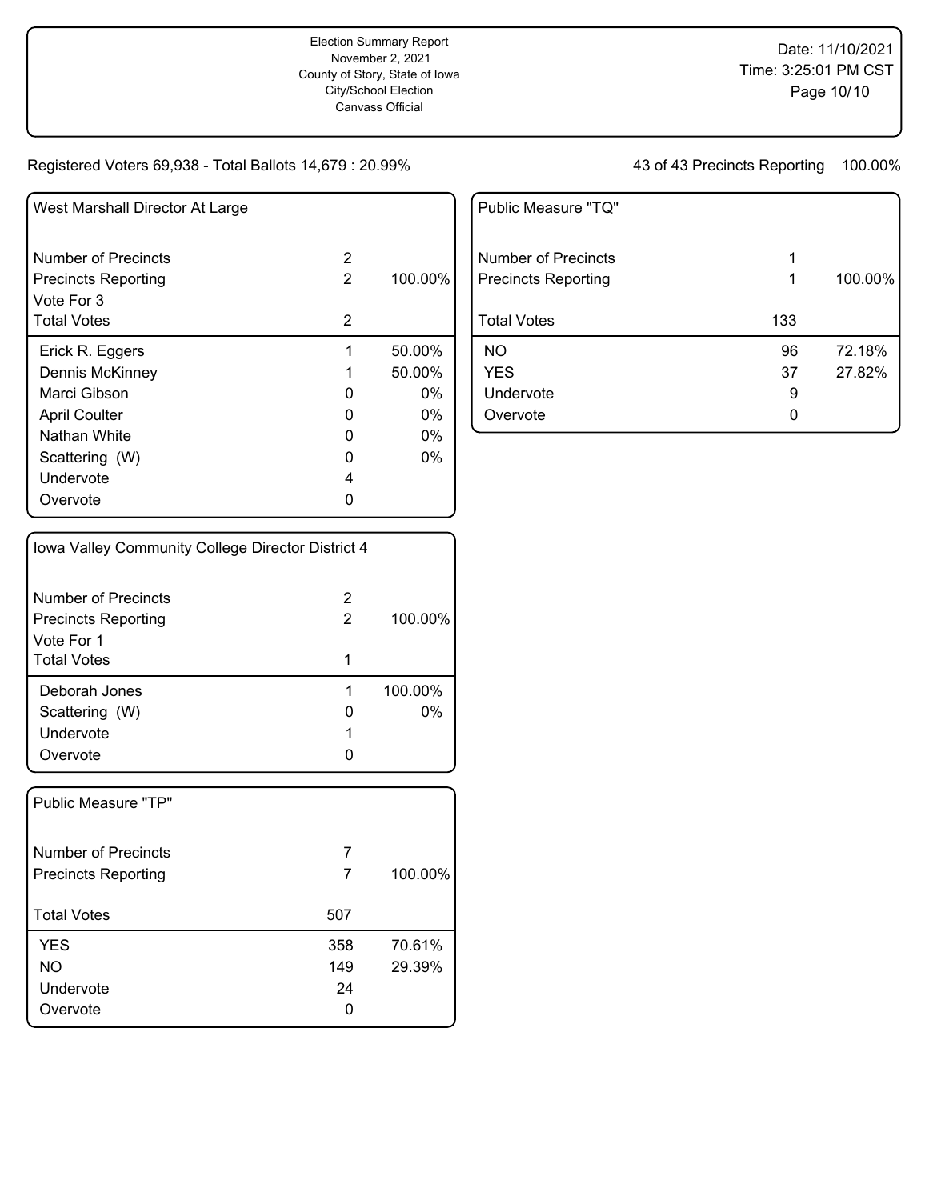Election Summary Report
November 2, 2021
County of Story, State of Iowa
City/School Election
Canvass Official

Date: 11/10/2021
Time: 3:25:01 PM CST

Registered Voters 69,938 - Total Ballots 14,679 : 20.99%

43 of 43 Precincts Reporting 100.00%

## West Marshall Director At Large

| | | |
|---|---|---|
| Number of Precincts | 2 | |
| Precincts Reporting | 2 | 100.00% |
| Vote For 3 | | |
| Total Votes | 2 | |
| Erick R. Eggers | 1 | 50.00% |
| Dennis McKinney | 1 | 50.00% |
| Marci Gibson | 0 | 0% |
| April Coulter | 0 | 0% |
| Nathan White | 0 | 0% |
| Scattering (W) | 0 | 0% |
| Undervote | 4 | |
| Overvote | 0 | |

## Iowa Valley Community College Director District 4

| | | |
|---|---|---|
| Number of Precincts | 2 | |
| Precincts Reporting | 2 | 100.00% |
| Vote For 1 | | |
| Total Votes | 1 | |
| Deborah Jones | 1 | 100.00% |
| Scattering (W) | 0 | 0% |
| Undervote | 1 | |
| Overvote | 0 | |

## Public Measure "TP"

| | | |
|---|---|---|
| Number of Precincts | 7 | |
| Precincts Reporting | 7 | 100.00% |
| Total Votes | 507 | |
| YES | 358 | 70.61% |
| NO | 149 | 29.39% |
| Undervote | 24 | |
| Overvote | 0 | |

## Public Measure "TQ"

| | | |
|---|---|---|
| Number of Precincts | 1 | |
| Precincts Reporting | 1 | 100.00% |
| Total Votes | 133 | |
| NO | 96 | 72.18% |
| YES | 37 | 27.82% |
| Undervote | 9 | |
| Overvote | 0 | |